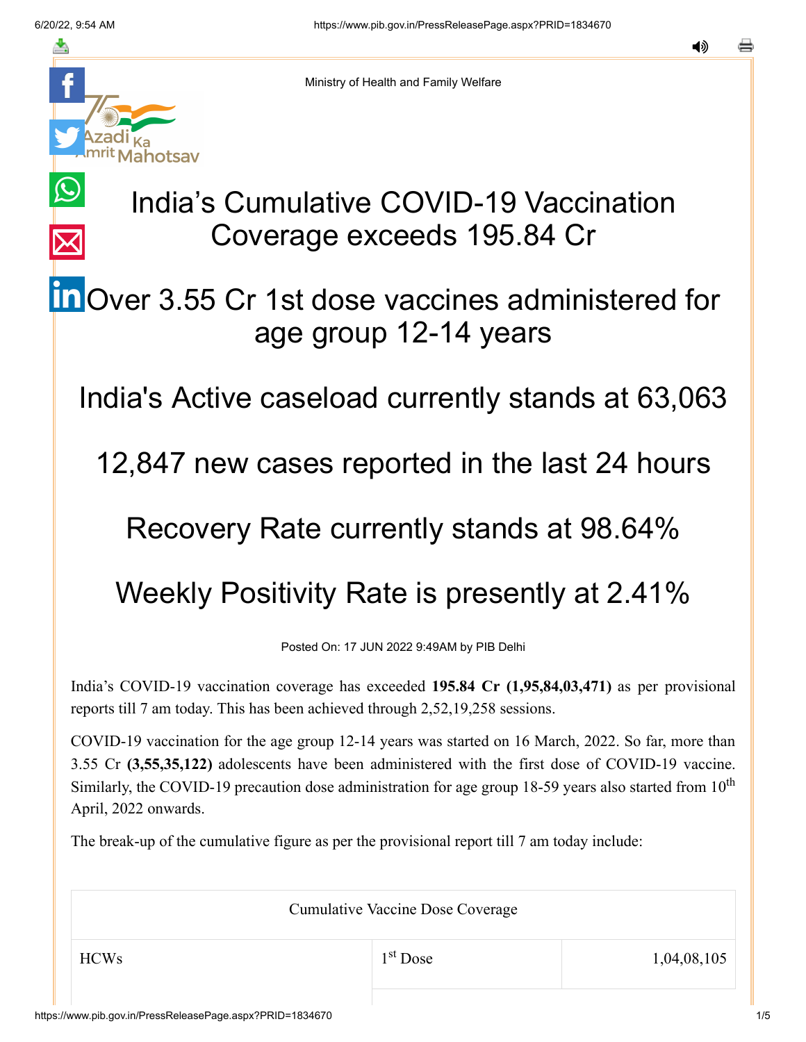Ministry of Health and Family Welfare

# India's Cumulative COVID-19 Vaccination Coverage exceeds 195.84 Cr

## Over 3.55 Cr 1st dose vaccines administered for age group 12-14 years

## India's Active caseload currently stands at 63,063

## 12,847 new cases reported in the last 24 hours

## Recovery Rate currently stands at 98.64%

## Weekly Positivity Rate is presently at 2.41%

Posted On: 17 JUN 2022 9:49AM by PIB Delhi

India's COVID-19 vaccination coverage has exceeded **195.84 Cr (1,95,84,03,471)** as per provisional reports till 7 am today. This has been achieved through 2,52,19,258 sessions.

COVID-19 vaccination for the age group 12-14 years was started on 16 March, 2022. So far, more than 3.55 Cr **(3,55,35,122)** adolescents have been administered with the first dose of COVID-19 vaccine. Similarly, the COVID-19 precaution dose administration for age group 18-59 years also started from 10th April, 2022 onwards.

The break-up of the cumulative figure as per the provisional report till 7 am today include:

| Cumulative Vaccine Dose Coverage | | |
|---|---|---|
| HCWs | 1st Dose | 1,04,08,105 |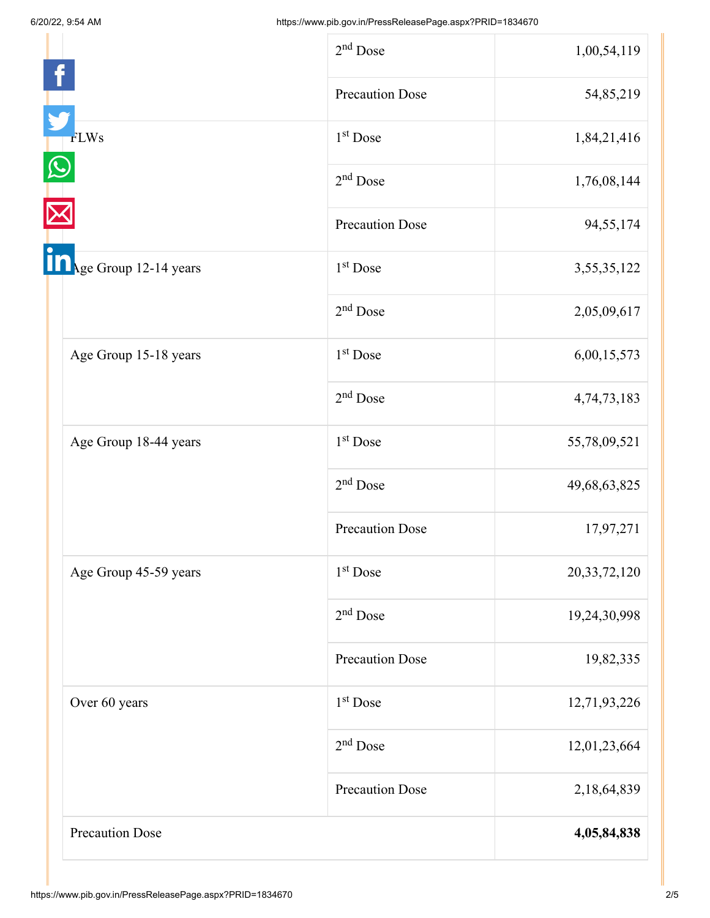| | | |
|---|---|---|
| | 2nd Dose | 1,00,54,119 |
| | Precaution Dose | 54,85,219 |
| FLWs | 1st Dose | 1,84,21,416 |
| | 2nd Dose | 1,76,08,144 |
| | Precaution Dose | 94,55,174 |
| Age Group 12-14 years | 1st Dose | 3,55,35,122 |
| | 2nd Dose | 2,05,09,617 |
| Age Group 15-18 years | 1st Dose | 6,00,15,573 |
| | 2nd Dose | 4,74,73,183 |
| Age Group 18-44 years | 1st Dose | 55,78,09,521 |
| | 2nd Dose | 49,68,63,825 |
| | Precaution Dose | 17,97,271 |
| Age Group 45-59 years | 1st Dose | 20,33,72,120 |
| | 2nd Dose | 19,24,30,998 |
| | Precaution Dose | 19,82,335 |
| Over 60 years | 1st Dose | 12,71,93,226 |
| | 2nd Dose | 12,01,23,664 |
| | Precaution Dose | 2,18,64,839 |
| Precaution Dose | | **4,05,84,838** |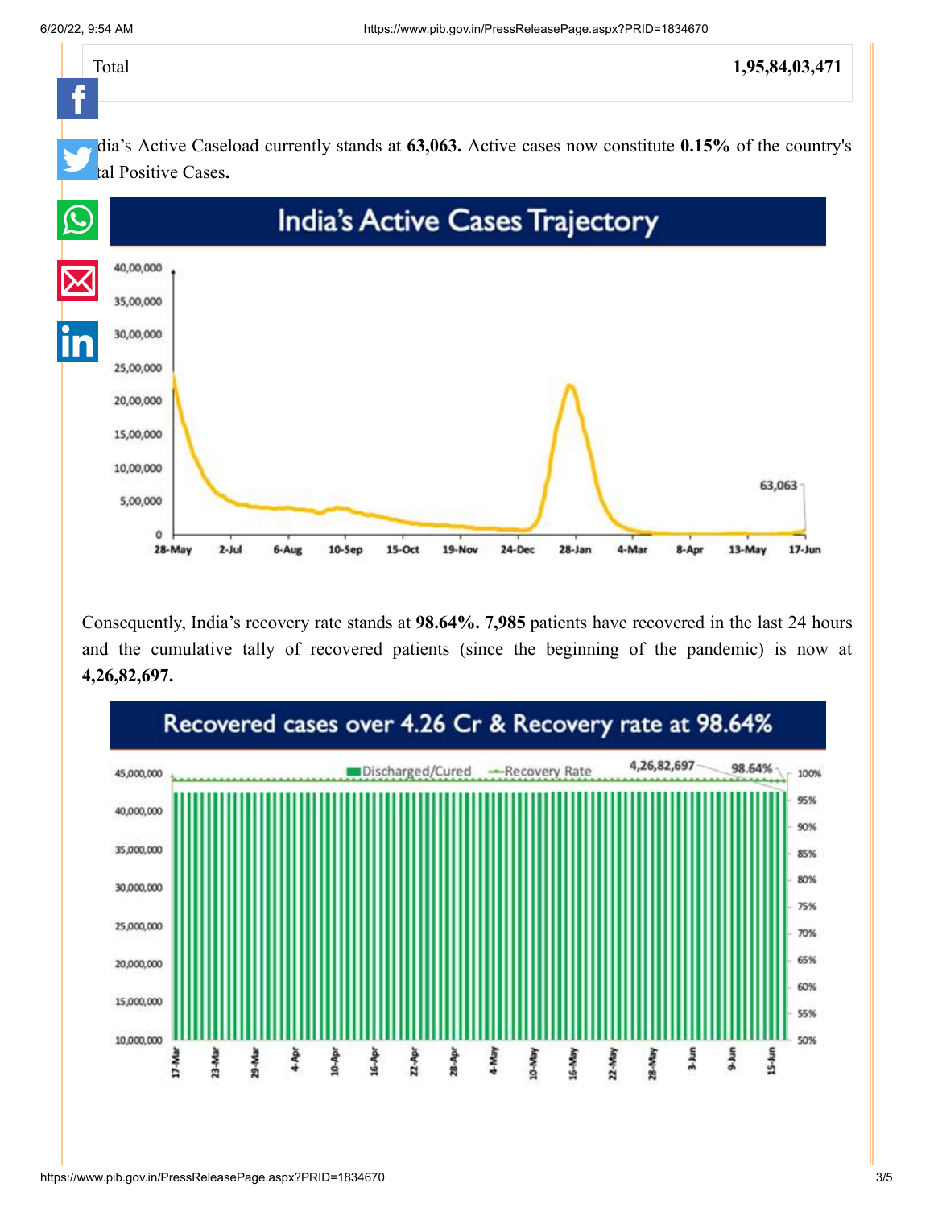| Total | 1,95,84,03,471 |
|---|---|

India's Active Caseload currently stands at **63,063.** Active cases now constitute **0.15%** of the country's total Positive Cases**.**

Consequently, India's recovery rate stands at **98.64%. 7,985** patients have recovered in the last 24 hours and the cumulative tally of recovered patients (since the beginning of the pandemic) is now at **4,26,82,697.**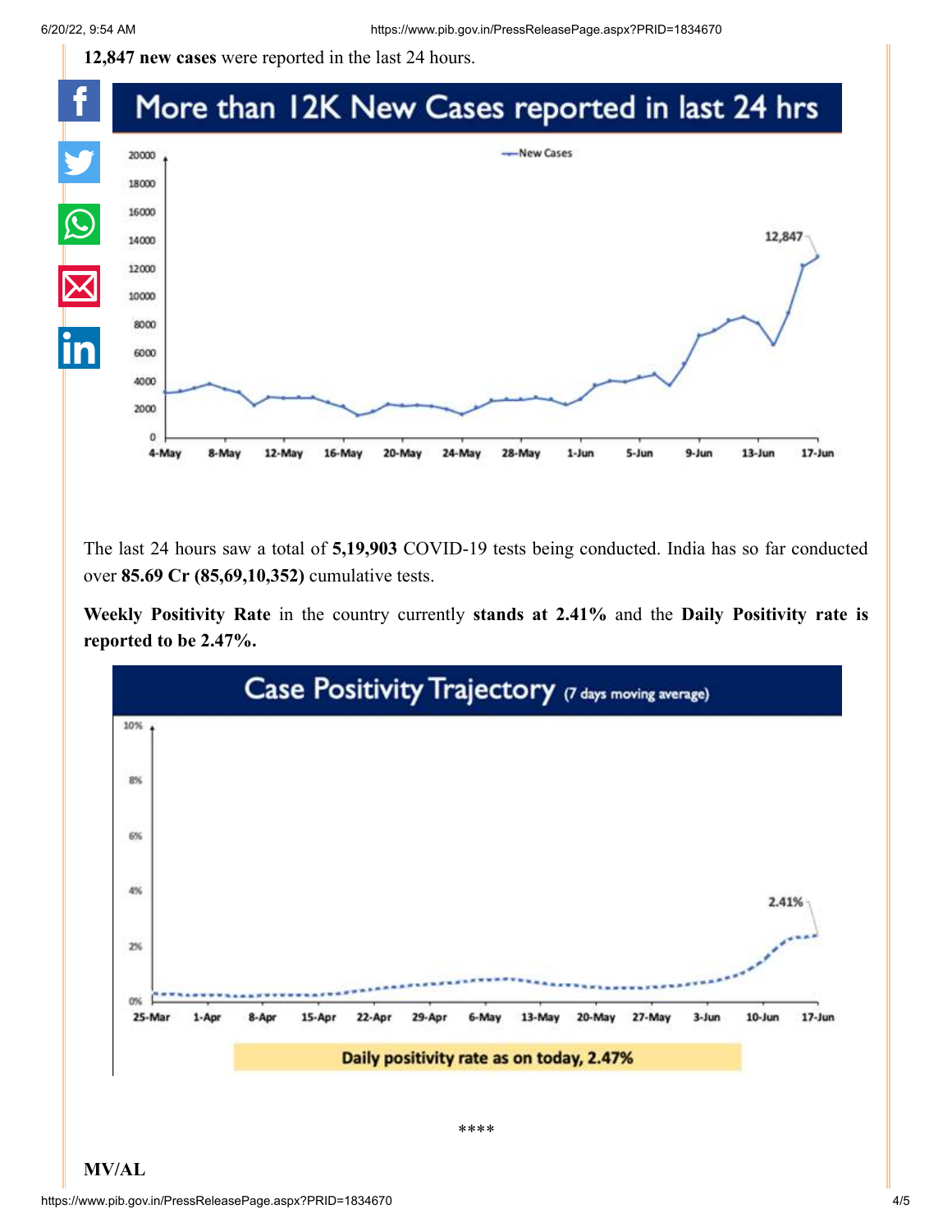**12,847 new cases** were reported in the last 24 hours.

More than 12K New Cases reported in last 24 hrs

The last 24 hours saw a total of **5,19,903** COVID-19 tests being conducted. India has so far conducted over **85.69 Cr (85,69,10,352)** cumulative tests.

**Weekly Positivity Rate** in the country currently **stands at 2.41%** and the **Daily Positivity rate is reported to be 2.47%.**

Case Positivity Trajectory (7 days moving average)

Daily positivity rate as on today, 2.47%

\*\*\*\*

**MV/AL**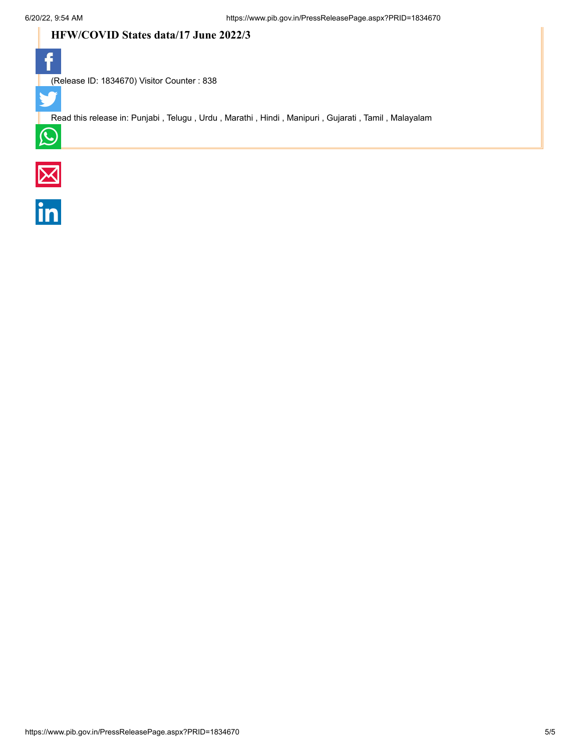**HFW/COVID States data/17 June 2022/3**

(Release ID: 1834670) Visitor Counter : 838

Read this release in: Punjabi , Telugu , Urdu , Marathi , Hindi , Manipuri , Gujarati , Tamil , Malayalam